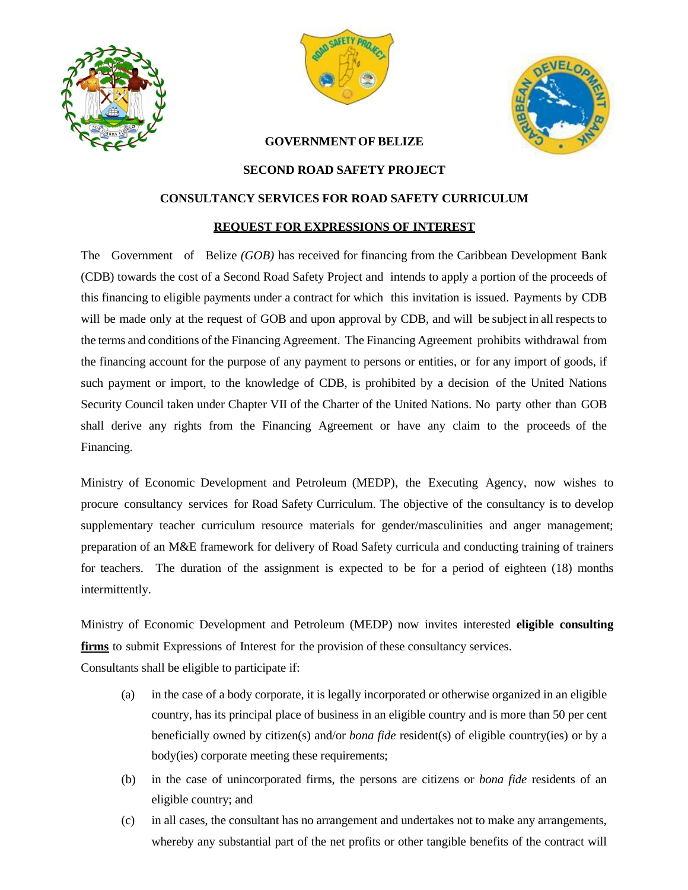**GOVERNMENT OF BELIZE**

**SECOND ROAD SAFETY PROJECT**

**CONSULTANCY SERVICES FOR ROAD SAFETY CURRICULUM**

**REQUEST FOR EXPRESSIONS OF INTEREST**

The Government of Belize *(GOB)* has received for financing from the Caribbean Development Bank (CDB) towards the cost of a Second Road Safety Project and intends to apply a portion of the proceeds of this financing to eligible payments under a contract for which this invitation is issued. Payments by CDB will be made only at the request of GOB and upon approval by CDB, and will be subject in all respects to the terms and conditions of the Financing Agreement. The Financing Agreement prohibits withdrawal from the financing account for the purpose of any payment to persons or entities, or for any import of goods, if such payment or import, to the knowledge of CDB, is prohibited by a decision of the United Nations Security Council taken under Chapter VII of the Charter of the United Nations. No party other than GOB shall derive any rights from the Financing Agreement or have any claim to the proceeds of the Financing.

Ministry of Economic Development and Petroleum (MEDP), the Executing Agency, now wishes to procure consultancy services for Road Safety Curriculum. The objective of the consultancy is to develop supplementary teacher curriculum resource materials for gender/masculinities and anger management; preparation of an M&E framework for delivery of Road Safety curricula and conducting training of trainers for teachers. The duration of the assignment is expected to be for a period of eighteen (18) months intermittently.

Ministry of Economic Development and Petroleum (MEDP) now invites interested **eligible consulting firms** to submit Expressions of Interest for the provision of these consultancy services.

Consultants shall be eligible to participate if:

(a) in the case of a body corporate, it is legally incorporated or otherwise organized in an eligible country, has its principal place of business in an eligible country and is more than 50 per cent beneficially owned by citizen(s) and/or *bona fide* resident(s) of eligible country(ies) or by a body(ies) corporate meeting these requirements;

(b) in the case of unincorporated firms, the persons are citizens or *bona fide* residents of an eligible country; and

(c) in all cases, the consultant has no arrangement and undertakes not to make any arrangements, whereby any substantial part of the net profits or other tangible benefits of the contract will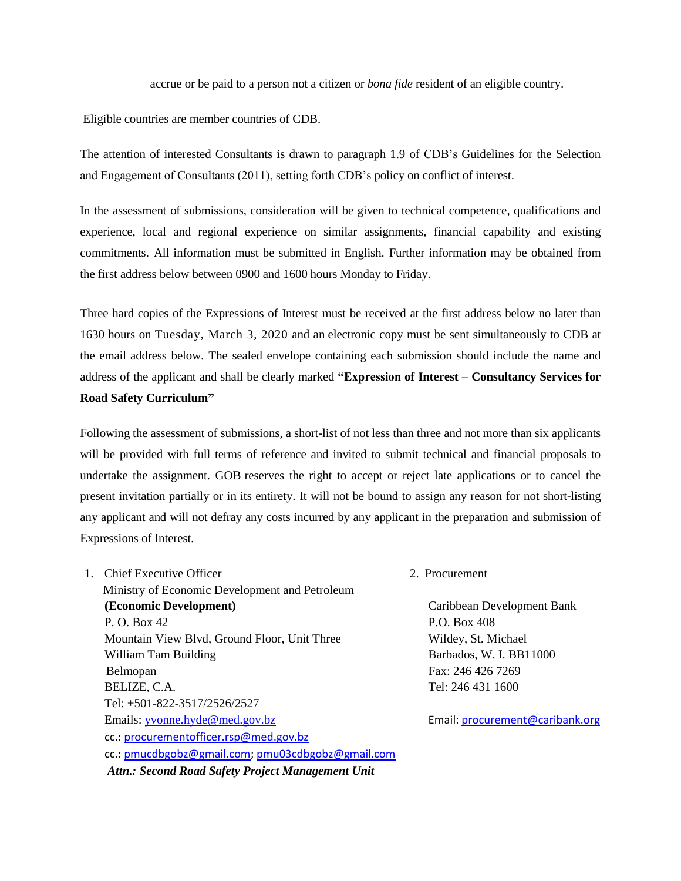accrue or be paid to a person not a citizen or *bona fide* resident of an eligible country.

Eligible countries are member countries of CDB.

The attention of interested Consultants is drawn to paragraph 1.9 of CDB's Guidelines for the Selection and Engagement of Consultants (2011), setting forth CDB's policy on conflict of interest.

In the assessment of submissions, consideration will be given to technical competence, qualifications and experience, local and regional experience on similar assignments, financial capability and existing commitments. All information must be submitted in English. Further information may be obtained from the first address below between 0900 and 1600 hours Monday to Friday.

Three hard copies of the Expressions of Interest must be received at the first address below no later than 1630 hours on Tuesday, March 3, 2020 and an electronic copy must be sent simultaneously to CDB at the email address below. The sealed envelope containing each submission should include the name and address of the applicant and shall be clearly marked **"Expression of Interest – Consultancy Services for Road Safety Curriculum"**

Following the assessment of submissions, a short-list of not less than three and not more than six applicants will be provided with full terms of reference and invited to submit technical and financial proposals to undertake the assignment. GOB reserves the right to accept or reject late applications or to cancel the present invitation partially or in its entirety. It will not be bound to assign any reason for not short-listing any applicant and will not defray any costs incurred by any applicant in the preparation and submission of Expressions of Interest.

1. Chief Executive Officer
   Ministry of Economic Development and Petroleum
   **(Economic Development)**
   P. O. Box 42
   Mountain View Blvd, Ground Floor, Unit Three
   William Tam Building
   Belmopan
   BELIZE, C.A.
   Tel: +501-822-3517/2526/2527
   Emails: yvonne.hyde@med.gov.bz
   cc.: procurementofficer.rsp@med.gov.bz
   cc.: pmucdbgobz@gmail.com; pmu03cdbgobz@gmail.com
   ***Attn.: Second Road Safety Project Management Unit***

2. Procurement

   Caribbean Development Bank
   P.O. Box 408
   Wildey, St. Michael
   Barbados, W. I. BB11000
   Fax: 246 426 7269
   Tel: 246 431 1600

   Email: procurement@caribank.org